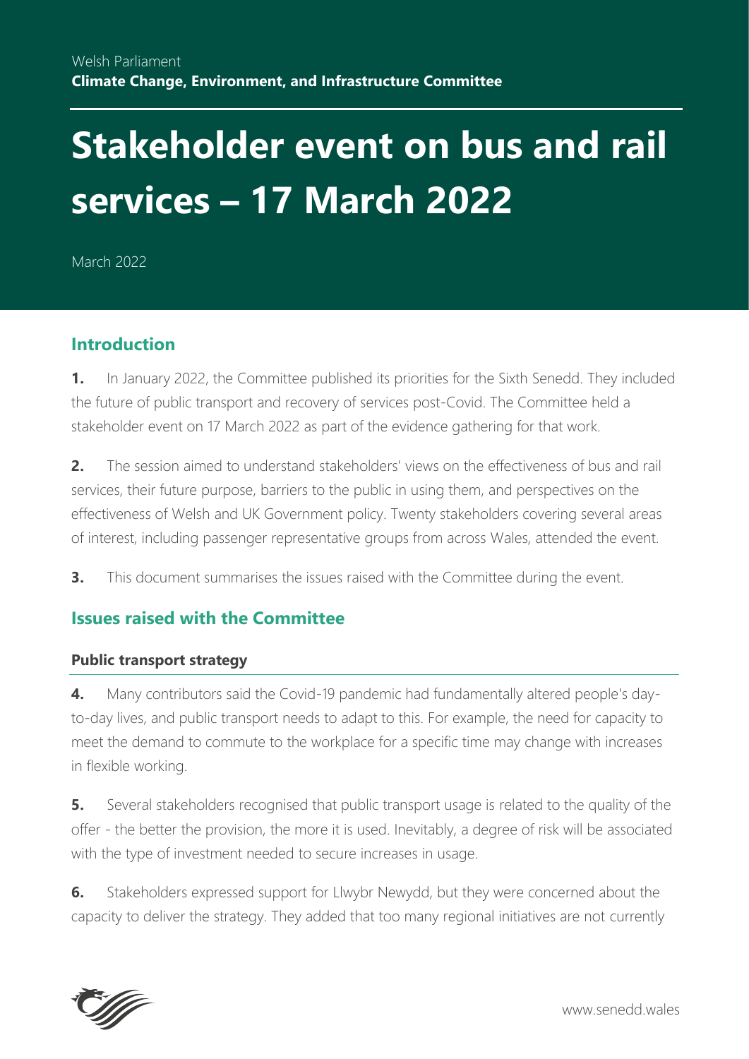Welsh Parliament

**Climate Change, Environment, and Infrastructure Committee**

# Stakeholder event on bus and rail services – 17 March 2022

March 2022

## Introduction

**1.** In January 2022, the Committee published its priorities for the Sixth Senedd. They included the future of public transport and recovery of services post-Covid. The Committee held a stakeholder event on 17 March 2022 as part of the evidence gathering for that work.

**2.** The session aimed to understand stakeholders' views on the effectiveness of bus and rail services, their future purpose, barriers to the public in using them, and perspectives on the effectiveness of Welsh and UK Government policy. Twenty stakeholders covering several areas of interest, including passenger representative groups from across Wales, attended the event.

**3.** This document summarises the issues raised with the Committee during the event.

## Issues raised with the Committee

### Public transport strategy

**4.** Many contributors said the Covid-19 pandemic had fundamentally altered people's day-to-day lives, and public transport needs to adapt to this. For example, the need for capacity to meet the demand to commute to the workplace for a specific time may change with increases in flexible working.

**5.** Several stakeholders recognised that public transport usage is related to the quality of the offer - the better the provision, the more it is used. Inevitably, a degree of risk will be associated with the type of investment needed to secure increases in usage.

**6.** Stakeholders expressed support for Llwybr Newydd, but they were concerned about the capacity to deliver the strategy. They added that too many regional initiatives are not currently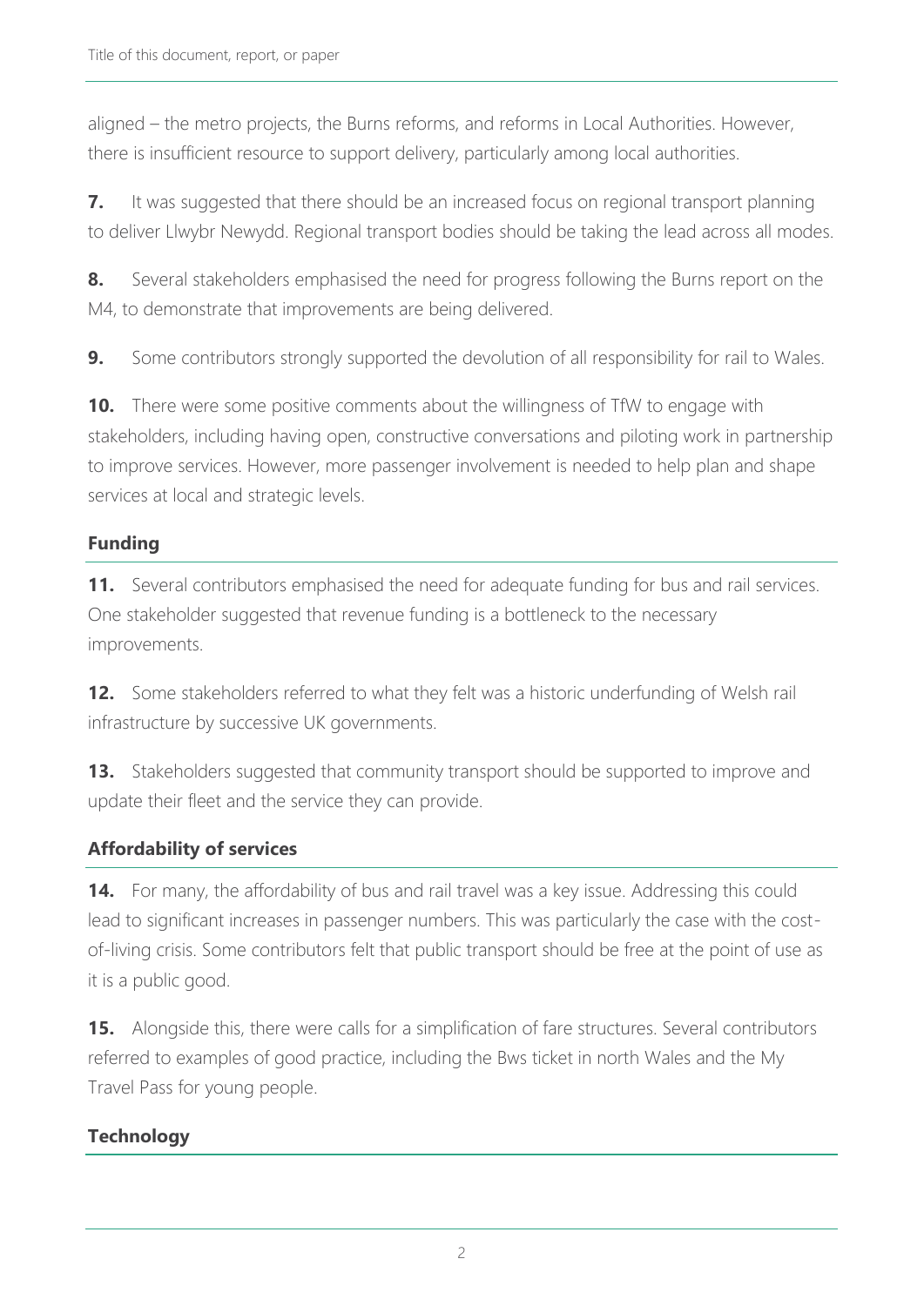aligned – the metro projects, the Burns reforms, and reforms in Local Authorities. However, there is insufficient resource to support delivery, particularly among local authorities.

**7.** It was suggested that there should be an increased focus on regional transport planning to deliver Llwybr Newydd. Regional transport bodies should be taking the lead across all modes.

**8.** Several stakeholders emphasised the need for progress following the Burns report on the M4, to demonstrate that improvements are being delivered.

**9.** Some contributors strongly supported the devolution of all responsibility for rail to Wales.

**10.** There were some positive comments about the willingness of TfW to engage with stakeholders, including having open, constructive conversations and piloting work in partnership to improve services. However, more passenger involvement is needed to help plan and shape services at local and strategic levels.

## Funding

**11.** Several contributors emphasised the need for adequate funding for bus and rail services. One stakeholder suggested that revenue funding is a bottleneck to the necessary improvements.

**12.** Some stakeholders referred to what they felt was a historic underfunding of Welsh rail infrastructure by successive UK governments.

**13.** Stakeholders suggested that community transport should be supported to improve and update their fleet and the service they can provide.

## Affordability of services

**14.** For many, the affordability of bus and rail travel was a key issue. Addressing this could lead to significant increases in passenger numbers. This was particularly the case with the cost-of-living crisis. Some contributors felt that public transport should be free at the point of use as it is a public good.

**15.** Alongside this, there were calls for a simplification of fare structures. Several contributors referred to examples of good practice, including the Bws ticket in north Wales and the My Travel Pass for young people.

## Technology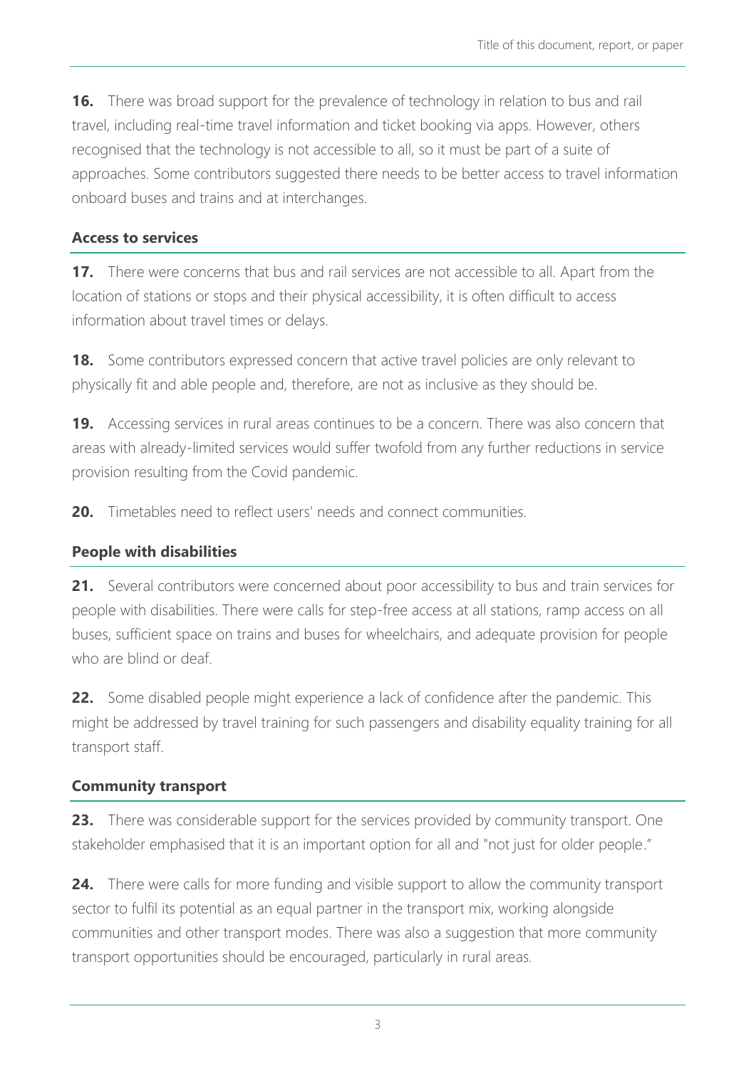**16.** There was broad support for the prevalence of technology in relation to bus and rail travel, including real-time travel information and ticket booking via apps. However, others recognised that the technology is not accessible to all, so it must be part of a suite of approaches. Some contributors suggested there needs to be better access to travel information onboard buses and trains and at interchanges.

### Access to services

**17.** There were concerns that bus and rail services are not accessible to all. Apart from the location of stations or stops and their physical accessibility, it is often difficult to access information about travel times or delays.

**18.** Some contributors expressed concern that active travel policies are only relevant to physically fit and able people and, therefore, are not as inclusive as they should be.

**19.** Accessing services in rural areas continues to be a concern. There was also concern that areas with already-limited services would suffer twofold from any further reductions in service provision resulting from the Covid pandemic.

**20.** Timetables need to reflect users' needs and connect communities.

### People with disabilities

**21.** Several contributors were concerned about poor accessibility to bus and train services for people with disabilities. There were calls for step-free access at all stations, ramp access on all buses, sufficient space on trains and buses for wheelchairs, and adequate provision for people who are blind or deaf.

**22.** Some disabled people might experience a lack of confidence after the pandemic. This might be addressed by travel training for such passengers and disability equality training for all transport staff.

### Community transport

**23.** There was considerable support for the services provided by community transport. One stakeholder emphasised that it is an important option for all and "not just for older people."

**24.** There were calls for more funding and visible support to allow the community transport sector to fulfil its potential as an equal partner in the transport mix, working alongside communities and other transport modes. There was also a suggestion that more community transport opportunities should be encouraged, particularly in rural areas.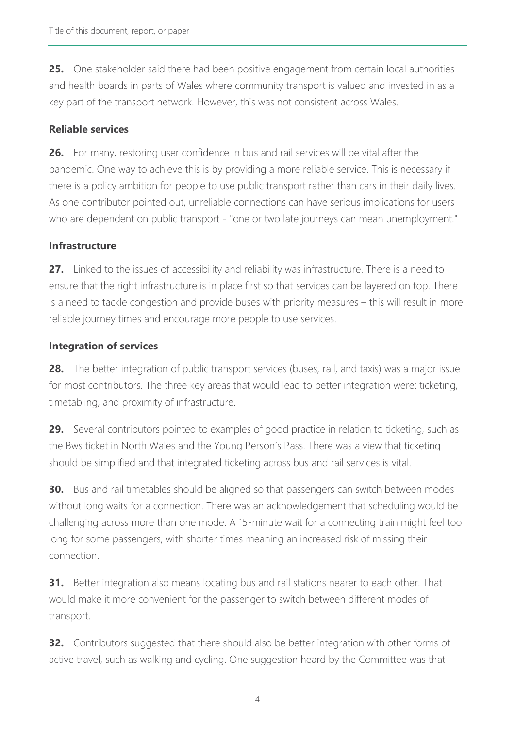**25.** One stakeholder said there had been positive engagement from certain local authorities and health boards in parts of Wales where community transport is valued and invested in as a key part of the transport network. However, this was not consistent across Wales.

### Reliable services

**26.** For many, restoring user confidence in bus and rail services will be vital after the pandemic. One way to achieve this is by providing a more reliable service. This is necessary if there is a policy ambition for people to use public transport rather than cars in their daily lives. As one contributor pointed out, unreliable connections can have serious implications for users who are dependent on public transport - "one or two late journeys can mean unemployment."

### Infrastructure

**27.** Linked to the issues of accessibility and reliability was infrastructure. There is a need to ensure that the right infrastructure is in place first so that services can be layered on top. There is a need to tackle congestion and provide buses with priority measures – this will result in more reliable journey times and encourage more people to use services.

### Integration of services

**28.** The better integration of public transport services (buses, rail, and taxis) was a major issue for most contributors. The three key areas that would lead to better integration were: ticketing, timetabling, and proximity of infrastructure.

**29.** Several contributors pointed to examples of good practice in relation to ticketing, such as the Bws ticket in North Wales and the Young Person's Pass. There was a view that ticketing should be simplified and that integrated ticketing across bus and rail services is vital.

**30.** Bus and rail timetables should be aligned so that passengers can switch between modes without long waits for a connection. There was an acknowledgement that scheduling would be challenging across more than one mode. A 15-minute wait for a connecting train might feel too long for some passengers, with shorter times meaning an increased risk of missing their connection.

**31.** Better integration also means locating bus and rail stations nearer to each other. That would make it more convenient for the passenger to switch between different modes of transport.

**32.** Contributors suggested that there should also be better integration with other forms of active travel, such as walking and cycling. One suggestion heard by the Committee was that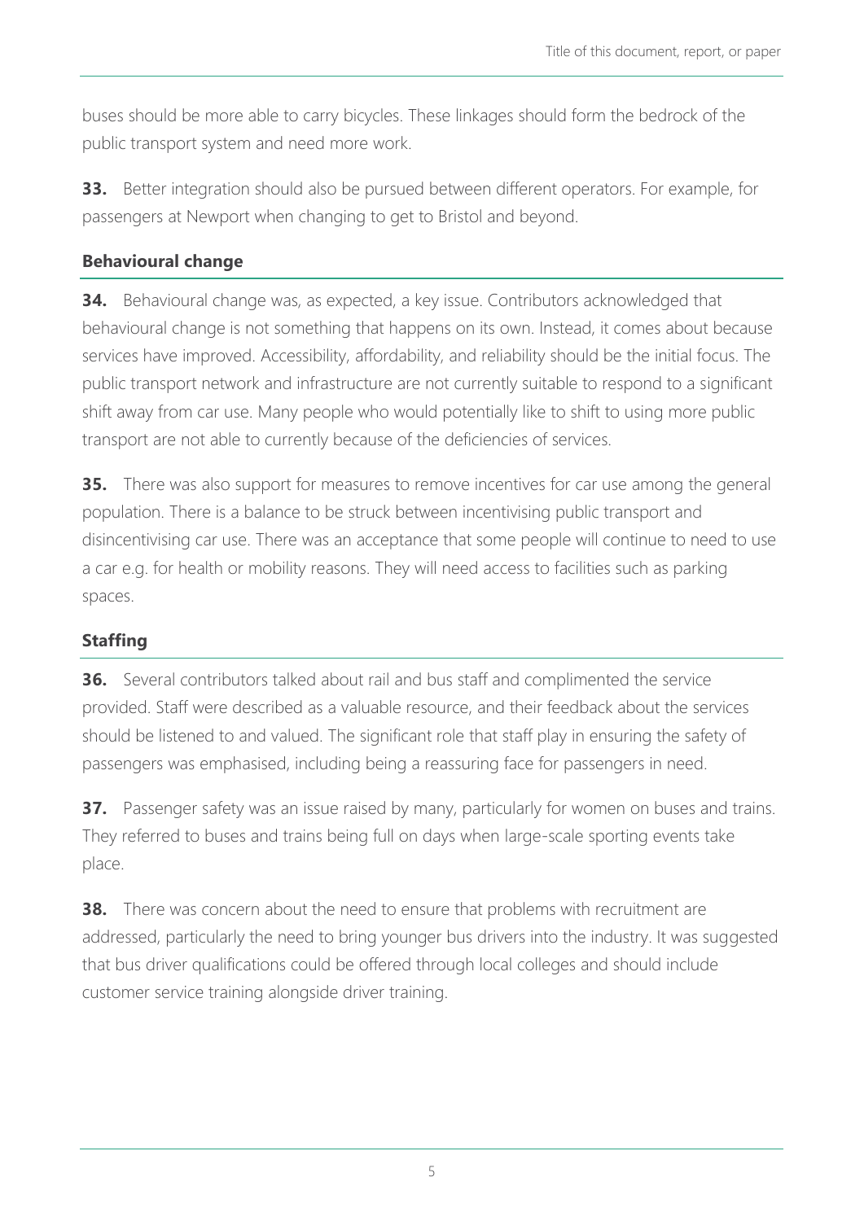buses should be more able to carry bicycles. These linkages should form the bedrock of the public transport system and need more work.

**33.** Better integration should also be pursued between different operators. For example, for passengers at Newport when changing to get to Bristol and beyond.

### Behavioural change

**34.** Behavioural change was, as expected, a key issue. Contributors acknowledged that behavioural change is not something that happens on its own. Instead, it comes about because services have improved. Accessibility, affordability, and reliability should be the initial focus. The public transport network and infrastructure are not currently suitable to respond to a significant shift away from car use. Many people who would potentially like to shift to using more public transport are not able to currently because of the deficiencies of services.

**35.** There was also support for measures to remove incentives for car use among the general population. There is a balance to be struck between incentivising public transport and disincentivising car use. There was an acceptance that some people will continue to need to use a car e.g. for health or mobility reasons. They will need access to facilities such as parking spaces.

### Staffing

**36.** Several contributors talked about rail and bus staff and complimented the service provided. Staff were described as a valuable resource, and their feedback about the services should be listened to and valued. The significant role that staff play in ensuring the safety of passengers was emphasised, including being a reassuring face for passengers in need.

**37.** Passenger safety was an issue raised by many, particularly for women on buses and trains. They referred to buses and trains being full on days when large-scale sporting events take place.

**38.** There was concern about the need to ensure that problems with recruitment are addressed, particularly the need to bring younger bus drivers into the industry. It was suggested that bus driver qualifications could be offered through local colleges and should include customer service training alongside driver training.